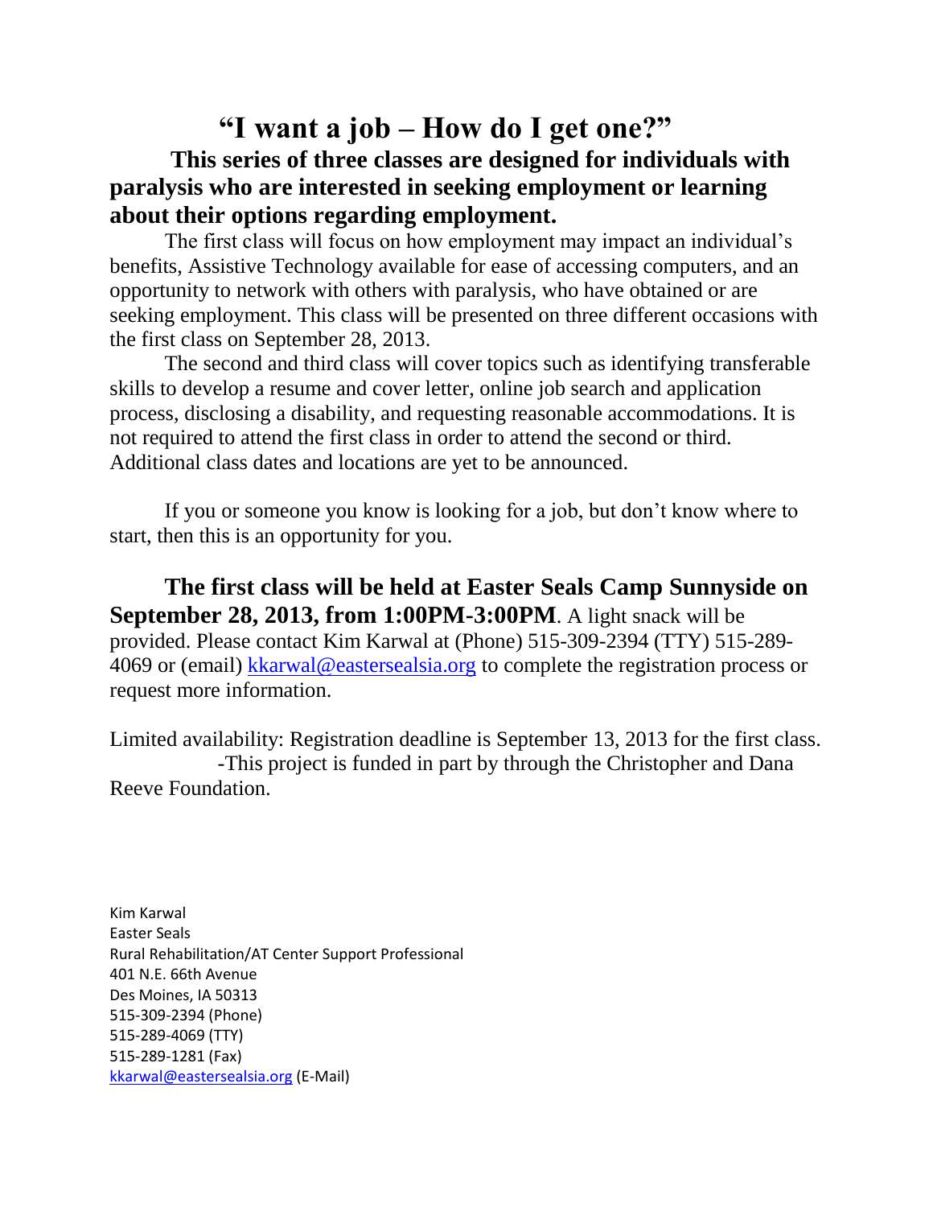# "I want a job – How do I get one?"

**This series of three classes are designed for individuals with paralysis who are interested in seeking employment or learning about their options regarding employment.**

The first class will focus on how employment may impact an individual's benefits, Assistive Technology available for ease of accessing computers, and an opportunity to network with others with paralysis, who have obtained or are seeking employment. This class will be presented on three different occasions with the first class on September 28, 2013.

The second and third class will cover topics such as identifying transferable skills to develop a resume and cover letter, online job search and application process, disclosing a disability, and requesting reasonable accommodations. It is not required to attend the first class in order to attend the second or third. Additional class dates and locations are yet to be announced.

If you or someone you know is looking for a job, but don't know where to start, then this is an opportunity for you.

**The first class will be held at Easter Seals Camp Sunnyside on September 28, 2013, from 1:00PM-3:00PM**. A light snack will be provided. Please contact Kim Karwal at (Phone) 515-309-2394 (TTY) 515-289-4069 or (email) kkarwal@eastersealsia.org to complete the registration process or request more information.

Limited availability: Registration deadline is September 13, 2013 for the first class.
-This project is funded in part by through the Christopher and Dana Reeve Foundation.

Kim Karwal
Easter Seals
Rural Rehabilitation/AT Center Support Professional
401 N.E. 66th Avenue
Des Moines, IA 50313
515-309-2394 (Phone)
515-289-4069 (TTY)
515-289-1281 (Fax)
kkarwal@eastersealsia.org (E-Mail)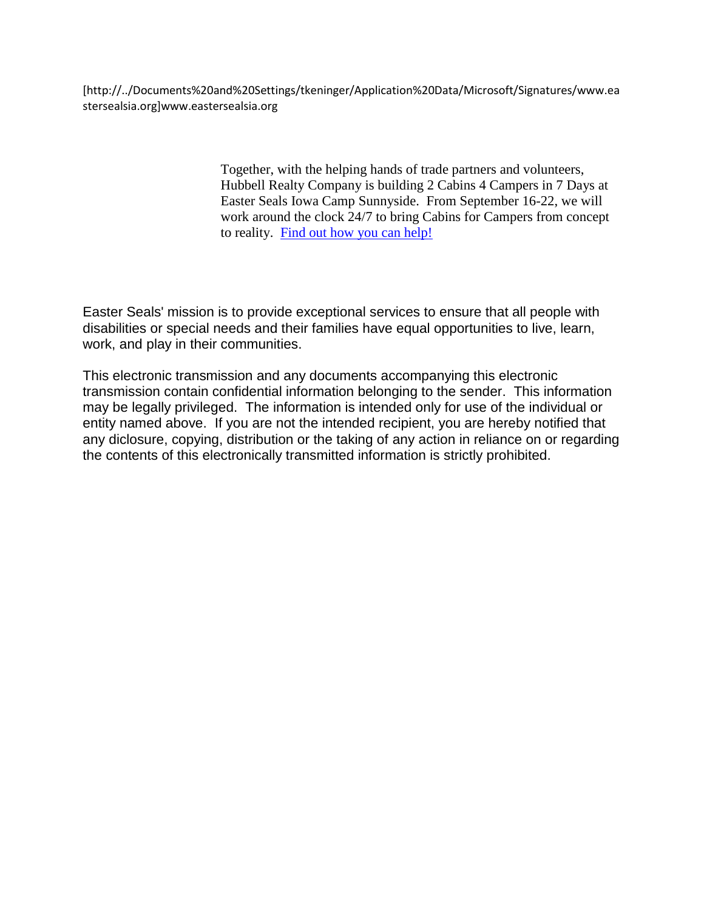[http://../Documents%20and%20Settings/tkeninger/Application%20Data/Microsoft/Signatures/www.eastersealsia.org]www.eastersealsia.org

Together, with the helping hands of trade partners and volunteers, Hubbell Realty Company is building 2 Cabins 4 Campers in 7 Days at Easter Seals Iowa Camp Sunnyside. From September 16-22, we will work around the clock 24/7 to bring Cabins for Campers from concept to reality. Find out how you can help!

Easter Seals' mission is to provide exceptional services to ensure that all people with disabilities or special needs and their families have equal opportunities to live, learn, work, and play in their communities.

This electronic transmission and any documents accompanying this electronic transmission contain confidential information belonging to the sender. This information may be legally privileged. The information is intended only for use of the individual or entity named above. If you are not the intended recipient, you are hereby notified that any diclosure, copying, distribution or the taking of any action in reliance on or regarding the contents of this electronically transmitted information is strictly prohibited.